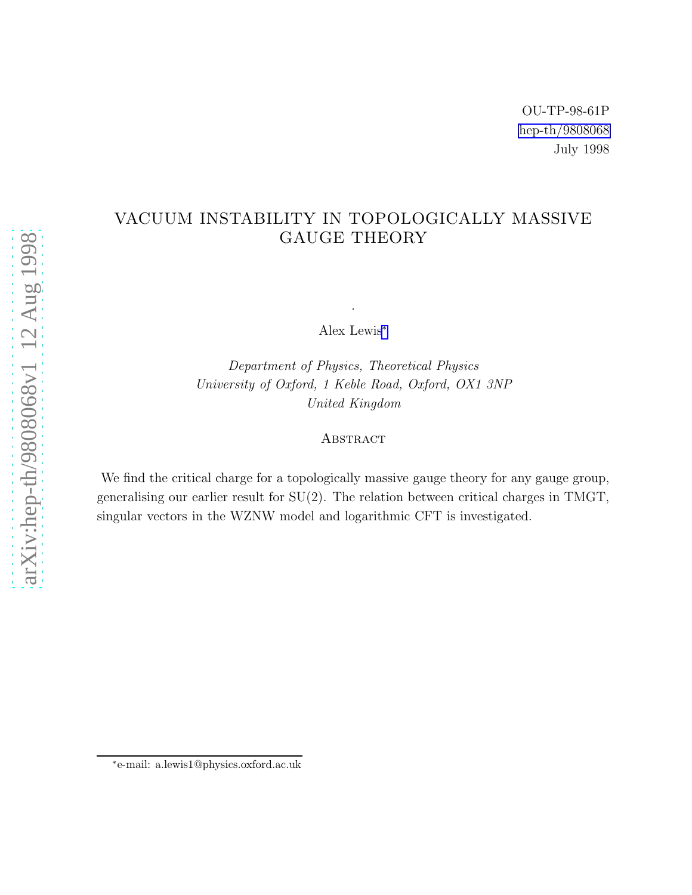OU-TP-98-61P
hep-th/9808068
July 1998

# VACUUM INSTABILITY IN TOPOLOGICALLY MASSIVE GAUGE THEORY

Alex Lewis*

*Department of Physics, Theoretical Physics*
*University of Oxford, 1 Keble Road, Oxford, OX1 3NP*
*United Kingdom*

## Abstract

We find the critical charge for a topologically massive gauge theory for any gauge group, generalising our earlier result for SU(2). The relation between critical charges in TMGT, singular vectors in the WZNW model and logarithmic CFT is investigated.

*e-mail: a.lewis1@physics.oxford.ac.uk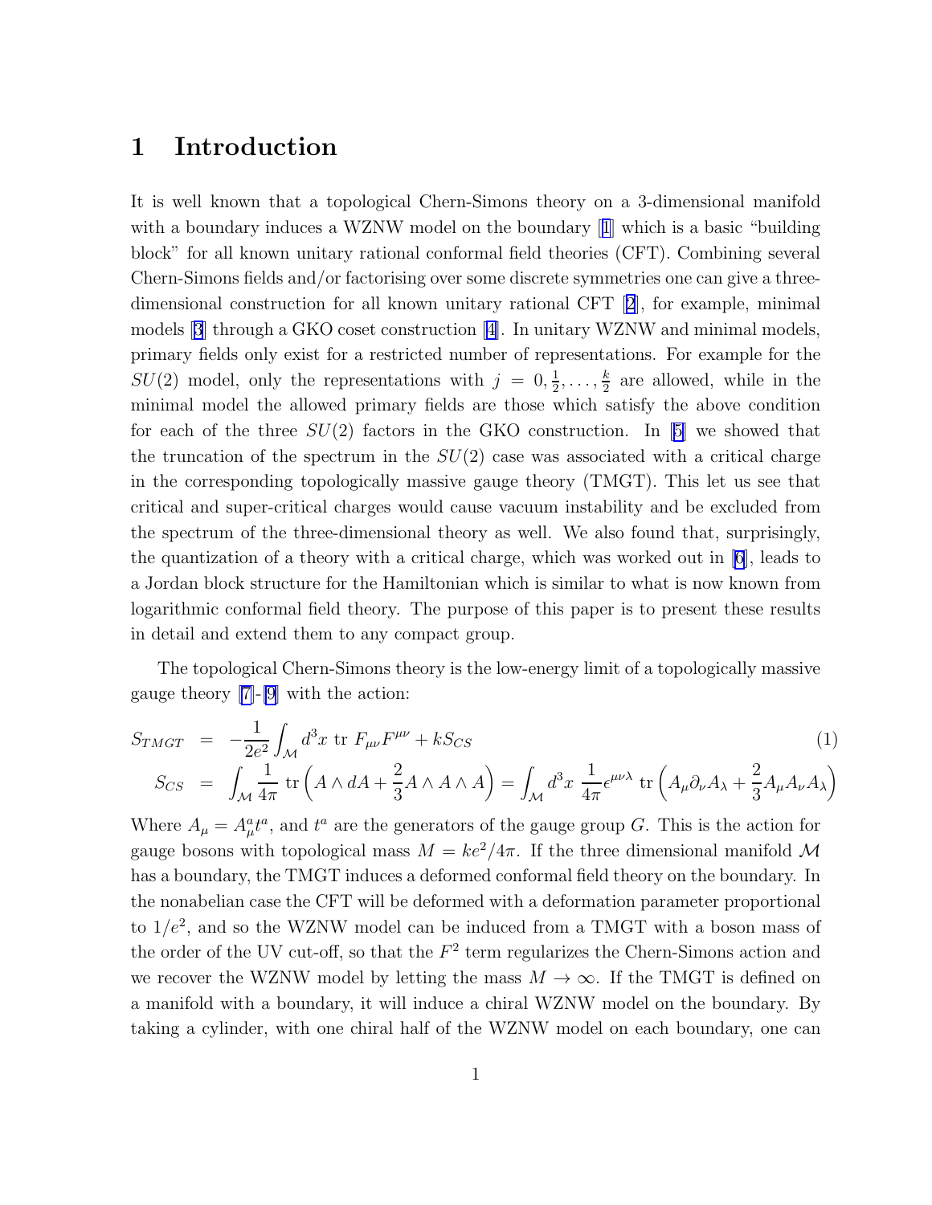# 1 Introduction

It is well known that a topological Chern-Simons theory on a 3-dimensional manifold with a boundary induces a WZNW model on the boundary [1] which is a basic "building block" for all known unitary rational conformal field theories (CFT). Combining several Chern-Simons fields and/or factorising over some discrete symmetries one can give a three-dimensional construction for all known unitary rational CFT [2], for example, minimal models [3] through a GKO coset construction [4]. In unitary WZNW and minimal models, primary fields only exist for a restricted number of representations. For example for the $SU(2)$ model, only the representations with $j = 0, \frac{1}{2}, \ldots, \frac{k}{2}$ are allowed, while in the minimal model the allowed primary fields are those which satisfy the above condition for each of the three $SU(2)$ factors in the GKO construction. In [5] we showed that the truncation of the spectrum in the $SU(2)$ case was associated with a critical charge in the corresponding topologically massive gauge theory (TMGT). This let us see that critical and super-critical charges would cause vacuum instability and be excluded from the spectrum of the three-dimensional theory as well. We also found that, surprisingly, the quantization of a theory with a critical charge, which was worked out in [6], leads to a Jordan block structure for the Hamiltonian which is similar to what is now known from logarithmic conformal field theory. The purpose of this paper is to present these results in detail and extend them to any compact group.

The topological Chern-Simons theory is the low-energy limit of a topologically massive gauge theory [7]-[9] with the action:

$$
\begin{aligned}
S_{TMGT} &= -\frac{1}{2e^2}\int_{\mathcal{M}} d^3x \ \mathrm{tr}\ F_{\mu\nu}F^{\mu\nu} + kS_{CS} \qquad (1)\\
S_{CS} &= \int_{\mathcal{M}} \frac{1}{4\pi}\ \mathrm{tr}\left(A\wedge dA + \frac{2}{3}A\wedge A\wedge A\right) = \int_{\mathcal{M}} d^3x\ \frac{1}{4\pi}\epsilon^{\mu\nu\lambda}\ \mathrm{tr}\left(A_\mu\partial_\nu A_\lambda + \frac{2}{3}A_\mu A_\nu A_\lambda\right)
\end{aligned}
$$

Where $A_\mu = A_\mu^a t^a$, and $t^a$ are the generators of the gauge group $G$. This is the action for gauge bosons with topological mass $M = ke^2/4\pi$. If the three dimensional manifold $\mathcal{M}$ has a boundary, the TMGT induces a deformed conformal field theory on the boundary. In the nonabelian case the CFT will be deformed with a deformation parameter proportional to $1/e^2$, and so the WZNW model can be induced from a TMGT with a boson mass of the order of the UV cut-off, so that the $F^2$ term regularizes the Chern-Simons action and we recover the WZNW model by letting the mass $M \to \infty$. If the TMGT is defined on a manifold with a boundary, it will induce a chiral WZNW model on the boundary. By taking a cylinder, with one chiral half of the WZNW model on each boundary, one can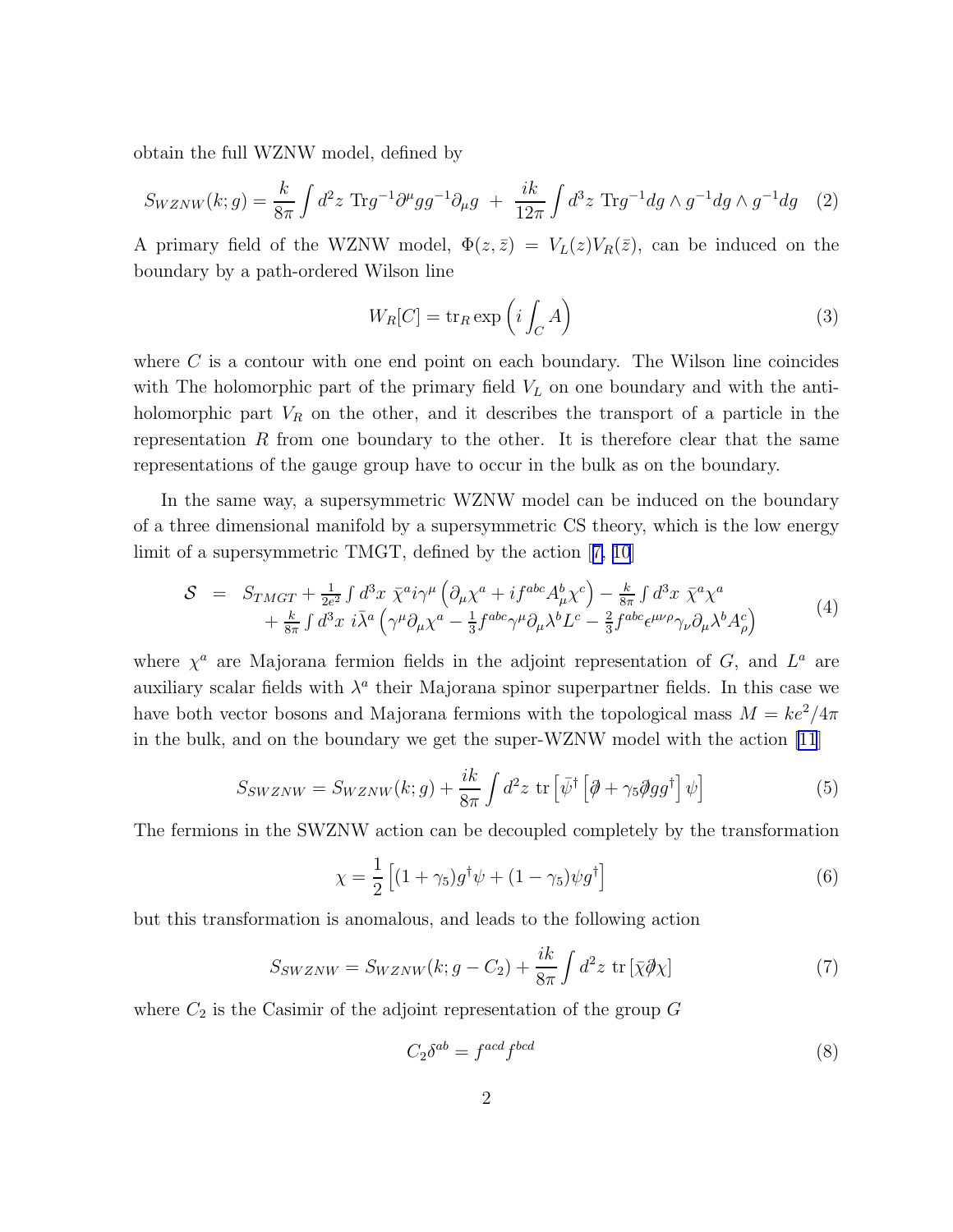obtain the full WZNW model, defined by

$$S_{WZNW}(k;g) = \frac{k}{8\pi}\int d^2z\ \mathrm{Tr} g^{-1}\partial^\mu g g^{-1}\partial_\mu g \ + \ \frac{ik}{12\pi}\int d^3z\ \mathrm{Tr} g^{-1}dg\wedge g^{-1}dg\wedge g^{-1}dg \quad (2)$$

A primary field of the WZNW model, $\Phi(z,\bar{z}) = V_L(z)V_R(\bar{z})$, can be induced on the boundary by a path-ordered Wilson line

$$W_R[C] = \mathrm{tr}_R \exp\left(i\int_C A\right) \quad (3)$$

where $C$ is a contour with one end point on each boundary. The Wilson line coincides with The holomorphic part of the primary field $V_L$ on one boundary and with the anti-holomorphic part $V_R$ on the other, and it describes the transport of a particle in the representation $R$ from one boundary to the other. It is therefore clear that the same representations of the gauge group have to occur in the bulk as on the boundary.

In the same way, a supersymmetric WZNW model can be induced on the boundary of a three dimensional manifold by a supersymmetric CS theory, which is the low energy limit of a supersymmetric TMGT, defined by the action [7, 10]

$$\begin{aligned}\mathcal{S} \ &= \ S_{TMGT} + \tfrac{1}{2e^2}\int d^3x\ \bar{\chi}^a i\gamma^\mu\left(\partial_\mu\chi^a + if^{abc}A^b_\mu\chi^c\right) - \tfrac{k}{8\pi}\int d^3x\ \bar{\chi}^a\chi^a \\ &\quad + \tfrac{k}{8\pi}\int d^3x\ i\bar{\lambda}^a\left(\gamma^\mu\partial_\mu\chi^a - \tfrac{1}{3}f^{abc}\gamma^\mu\partial_\mu\lambda^b L^c - \tfrac{2}{3}f^{abc}\epsilon^{\mu\nu\rho}\gamma_\nu\partial_\mu\lambda^b A^c_\rho\right)\end{aligned} \quad (4)$$

where $\chi^a$ are Majorana fermion fields in the adjoint representation of $G$, and $L^a$ are auxiliary scalar fields with $\lambda^a$ their Majorana spinor superpartner fields. In this case we have both vector bosons and Majorana fermions with the topological mass $M = ke^2/4\pi$ in the bulk, and on the boundary we get the super-WZNW model with the action [11]

$$S_{SWZNW} = S_{WZNW}(k;g) + \frac{ik}{8\pi}\int d^2z\ \mathrm{tr}\left[\bar{\psi}^\dagger\left[\partial\!\!\!/ + \gamma_5 \partial\!\!\!/ g g^\dagger\right]\psi\right] \quad (5)$$

The fermions in the SWZNW action can be decoupled completely by the transformation

$$\chi = \frac{1}{2}\left[(1+\gamma_5)g^\dagger\psi + (1-\gamma_5)\psi g^\dagger\right] \quad (6)$$

but this transformation is anomalous, and leads to the following action

$$S_{SWZNW} = S_{WZNW}(k; g - C_2) + \frac{ik}{8\pi}\int d^2z\ \mathrm{tr}\left[\bar{\chi}\partial\!\!\!/\chi\right] \quad (7)$$

where $C_2$ is the Casimir of the adjoint representation of the group $G$

$$C_2\delta^{ab} = f^{acd}f^{bcd} \quad (8)$$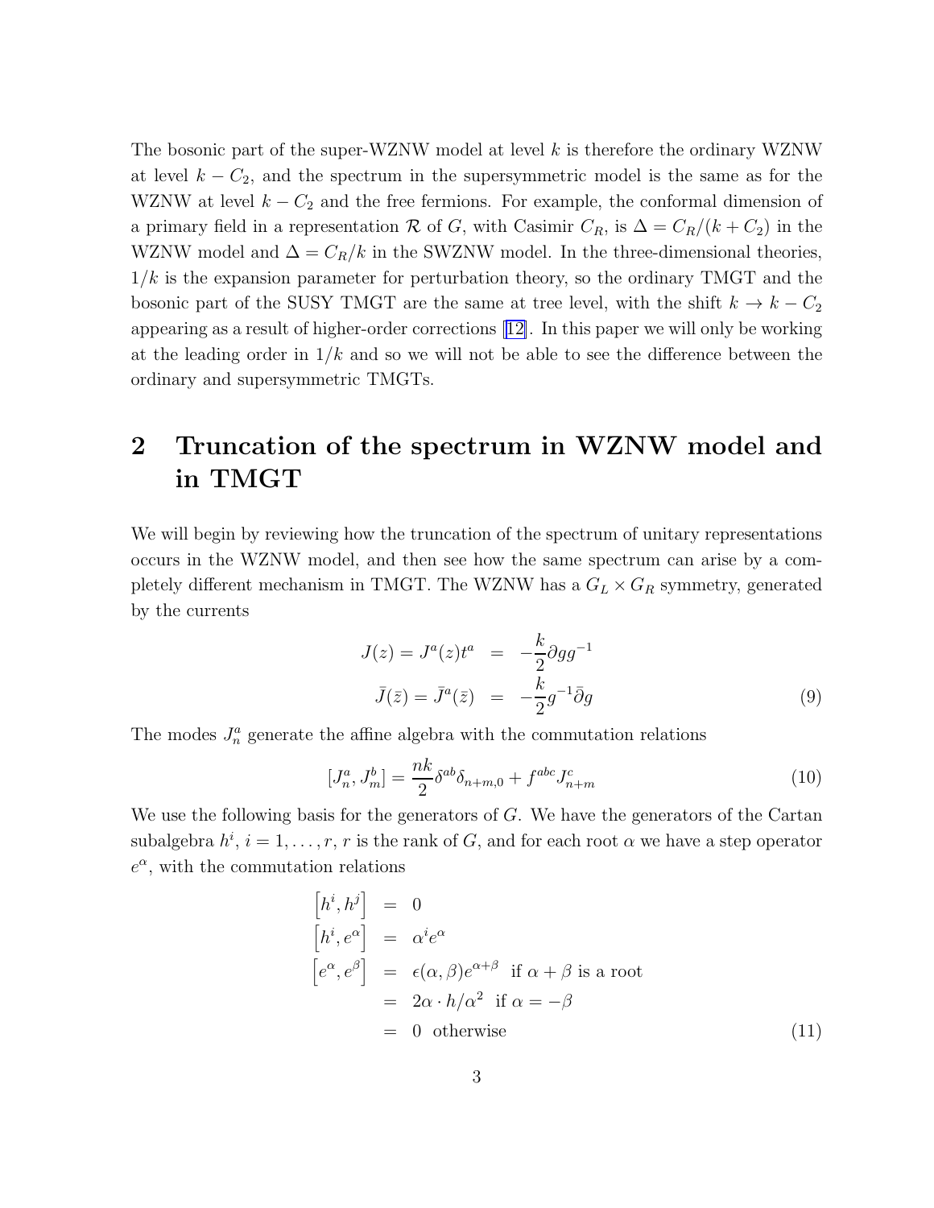The bosonic part of the super-WZNW model at level $k$ is therefore the ordinary WZNW at level $k - C_2$, and the spectrum in the supersymmetric model is the same as for the WZNW at level $k - C_2$ and the free fermions. For example, the conformal dimension of a primary field in a representation $\mathcal{R}$ of $G$, with Casimir $C_R$, is $\Delta = C_R/(k + C_2)$ in the WZNW model and $\Delta = C_R/k$ in the SWZNW model. In the three-dimensional theories, $1/k$ is the expansion parameter for perturbation theory, so the ordinary TMGT and the bosonic part of the SUSY TMGT are the same at tree level, with the shift $k \to k - C_2$ appearing as a result of higher-order corrections [12]. In this paper we will only be working at the leading order in $1/k$ and so we will not be able to see the difference between the ordinary and supersymmetric TMGTs.

## 2 Truncation of the spectrum in WZNW model and in TMGT

We will begin by reviewing how the truncation of the spectrum of unitary representations occurs in the WZNW model, and then see how the same spectrum can arise by a completely different mechanism in TMGT. The WZNW has a $G_L \times G_R$ symmetry, generated by the currents

$$
\begin{aligned}
J(z) = J^a(z)t^a &= -\frac{k}{2}\partial g g^{-1} \\
\bar{J}(\bar{z}) = \bar{J}^a(\bar{z}) &= -\frac{k}{2}g^{-1}\bar{\partial} g
\end{aligned}
\tag{9}
$$

The modes $J^a_n$ generate the affine algebra with the commutation relations

$$
[J^a_n, J^b_m] = \frac{nk}{2}\delta^{ab}\delta_{n+m,0} + f^{abc}J^c_{n+m} \tag{10}
$$

We use the following basis for the generators of $G$. We have the generators of the Cartan subalgebra $h^i$, $i = 1, \ldots, r$, $r$ is the rank of $G$, and for each root $\alpha$ we have a step operator $e^\alpha$, with the commutation relations

$$
\begin{aligned}
\left[h^i, h^j\right] &= 0 \\
\left[h^i, e^\alpha\right] &= \alpha^i e^\alpha \\
\left[e^\alpha, e^\beta\right] &= \epsilon(\alpha, \beta)e^{\alpha+\beta} \ \text{ if } \alpha + \beta \text{ is a root} \\
&= 2\alpha \cdot h/\alpha^2 \ \text{ if } \alpha = -\beta \\
&= 0 \ \text{ otherwise}
\end{aligned}
\tag{11}
$$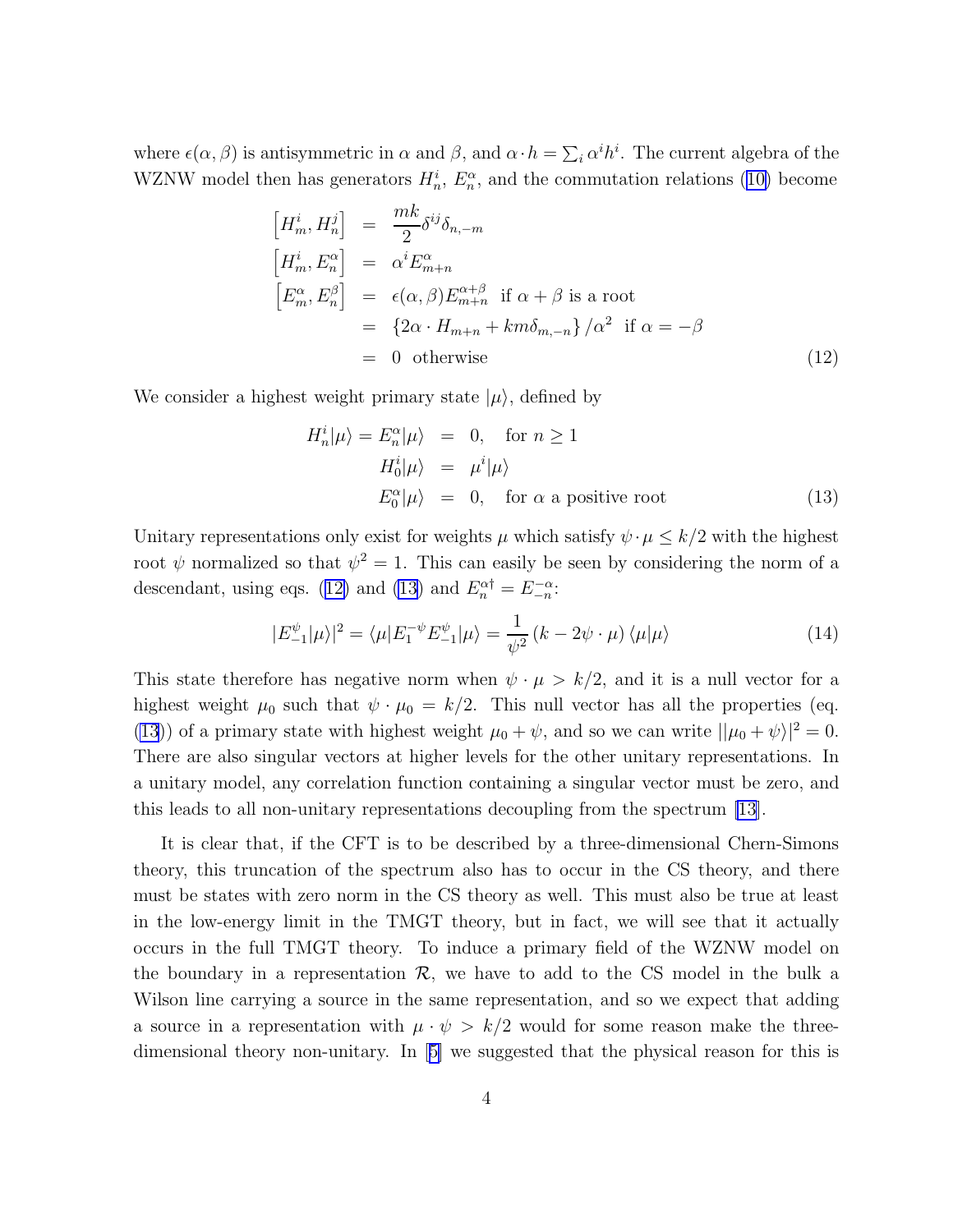where $\epsilon(\alpha, \beta)$ is antisymmetric in $\alpha$ and $\beta$, and $\alpha \cdot h = \sum_i \alpha^i h^i$. The current algebra of the WZNW model then has generators $H_n^i$, $E_n^\alpha$, and the commutation relations (10) become

$$
\begin{aligned}
\left[H_m^i, H_n^j\right] &= \frac{mk}{2}\delta^{ij}\delta_{n,-m} \\
\left[H_m^i, E_n^\alpha\right] &= \alpha^i E_{m+n}^\alpha \\
\left[E_m^\alpha, E_n^\beta\right] &= \epsilon(\alpha,\beta) E_{m+n}^{\alpha+\beta} \ \text{ if } \alpha+\beta \text{ is a root} \\
&= \left\{2\alpha \cdot H_{m+n} + km\delta_{m,-n}\right\}/\alpha^2 \ \text{ if } \alpha = -\beta \\
&= 0 \ \text{ otherwise}
\end{aligned}
\tag{12}
$$

We consider a highest weight primary state $|\mu\rangle$, defined by

$$
\begin{aligned}
H_n^i|\mu\rangle = E_n^\alpha|\mu\rangle &= 0, \quad \text{for } n \geq 1 \\
H_0^i|\mu\rangle &= \mu^i|\mu\rangle \\
E_0^\alpha|\mu\rangle &= 0, \quad \text{for } \alpha \text{ a positive root}
\end{aligned}
\tag{13}
$$

Unitary representations only exist for weights $\mu$ which satisfy $\psi \cdot \mu \leq k/2$ with the highest root $\psi$ normalized so that $\psi^2 = 1$. This can easily be seen by considering the norm of a descendant, using eqs. (12) and (13) and $E_n^{\alpha\dagger} = E_{-n}^{-\alpha}$:

$$
|E_{-1}^\psi|\mu\rangle|^2 = \langle\mu|E_1^{-\psi}E_{-1}^\psi|\mu\rangle = \frac{1}{\psi^2}\left(k - 2\psi\cdot\mu\right)\langle\mu|\mu\rangle \tag{14}
$$

This state therefore has negative norm when $\psi \cdot \mu > k/2$, and it is a null vector for a highest weight $\mu_0$ such that $\psi \cdot \mu_0 = k/2$. This null vector has all the properties (eq. (13)) of a primary state with highest weight $\mu_0 + \psi$, and so we can write $||\mu_0 + \psi\rangle|^2 = 0$. There are also singular vectors at higher levels for the other unitary representations. In a unitary model, any correlation function containing a singular vector must be zero, and this leads to all non-unitary representations decoupling from the spectrum [13].

It is clear that, if the CFT is to be described by a three-dimensional Chern-Simons theory, this truncation of the spectrum also has to occur in the CS theory, and there must be states with zero norm in the CS theory as well. This must also be true at least in the low-energy limit in the TMGT theory, but in fact, we will see that it actually occurs in the full TMGT theory. To induce a primary field of the WZNW model on the boundary in a representation $\mathcal{R}$, we have to add to the CS model in the bulk a Wilson line carrying a source in the same representation, and so we expect that adding a source in a representation with $\mu \cdot \psi > k/2$ would for some reason make the three-dimensional theory non-unitary. In [5] we suggested that the physical reason for this is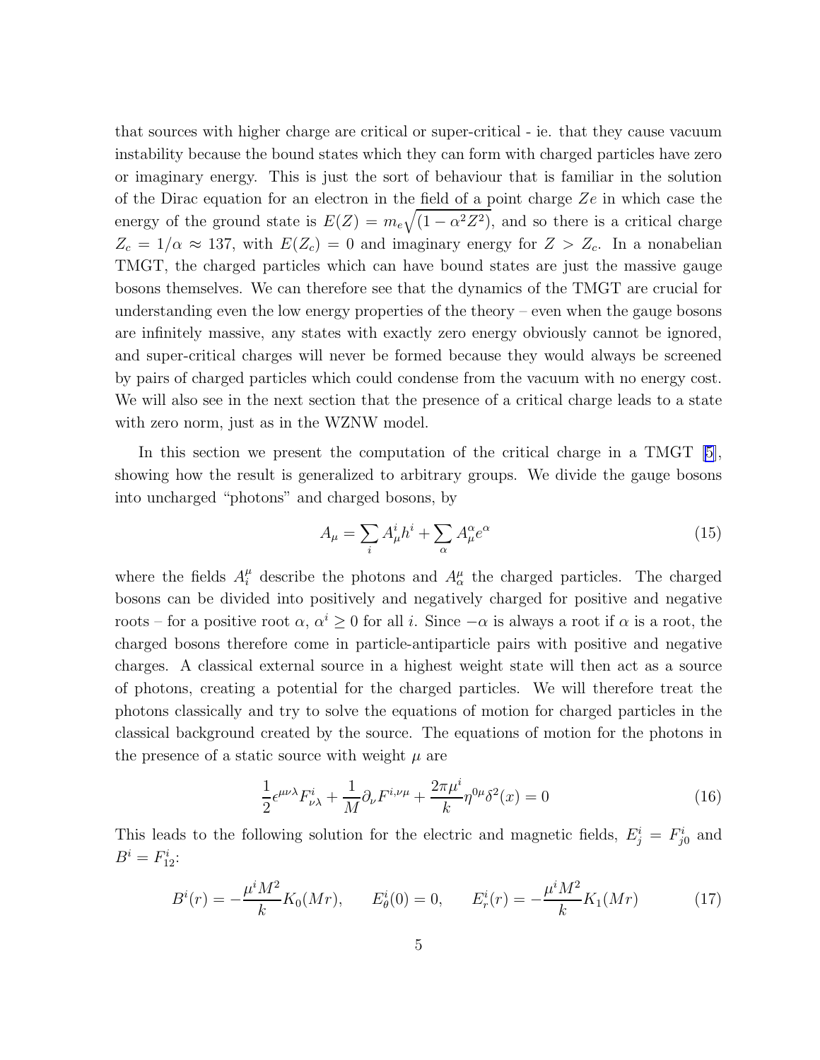that sources with higher charge are critical or super-critical - ie. that they cause vacuum instability because the bound states which they can form with charged particles have zero or imaginary energy. This is just the sort of behaviour that is familiar in the solution of the Dirac equation for an electron in the field of a point charge $Ze$ in which case the energy of the ground state is $E(Z) = m_e\sqrt{(1-\alpha^2 Z^2)}$, and so there is a critical charge $Z_c = 1/\alpha \approx 137$, with $E(Z_c) = 0$ and imaginary energy for $Z > Z_c$. In a nonabelian TMGT, the charged particles which can have bound states are just the massive gauge bosons themselves. We can therefore see that the dynamics of the TMGT are crucial for understanding even the low energy properties of the theory – even when the gauge bosons are infinitely massive, any states with exactly zero energy obviously cannot be ignored, and super-critical charges will never be formed because they would always be screened by pairs of charged particles which could condense from the vacuum with no energy cost. We will also see in the next section that the presence of a critical charge leads to a state with zero norm, just as in the WZNW model.

In this section we present the computation of the critical charge in a TMGT [5], showing how the result is generalized to arbitrary groups. We divide the gauge bosons into uncharged "photons" and charged bosons, by

$$A_\mu = \sum_i A^i_\mu h^i + \sum_\alpha A^\alpha_\mu e^\alpha \tag{15}$$

where the fields $A^\mu_i$ describe the photons and $A^\mu_\alpha$ the charged particles. The charged bosons can be divided into positively and negatively charged for positive and negative roots – for a positive root $\alpha$, $\alpha^i \geq 0$ for all $i$. Since $-\alpha$ is always a root if $\alpha$ is a root, the charged bosons therefore come in particle-antiparticle pairs with positive and negative charges. A classical external source in a highest weight state will then act as a source of photons, creating a potential for the charged particles. We will therefore treat the photons classically and try to solve the equations of motion for charged particles in the classical background created by the source. The equations of motion for the photons in the presence of a static source with weight $\mu$ are

$$\frac{1}{2}\epsilon^{\mu\nu\lambda}F^i_{\nu\lambda} + \frac{1}{M}\partial_\nu F^{i,\nu\mu} + \frac{2\pi\mu^i}{k}\eta^{0\mu}\delta^2(x) = 0 \tag{16}$$

This leads to the following solution for the electric and magnetic fields, $E^i_j = F^i_{j0}$ and $B^i = F^i_{12}$:

$$B^i(r) = -\frac{\mu^i M^2}{k}K_0(Mr), \qquad E^i_\theta(0) = 0, \qquad E^i_r(r) = -\frac{\mu^i M^2}{k}K_1(Mr) \tag{17}$$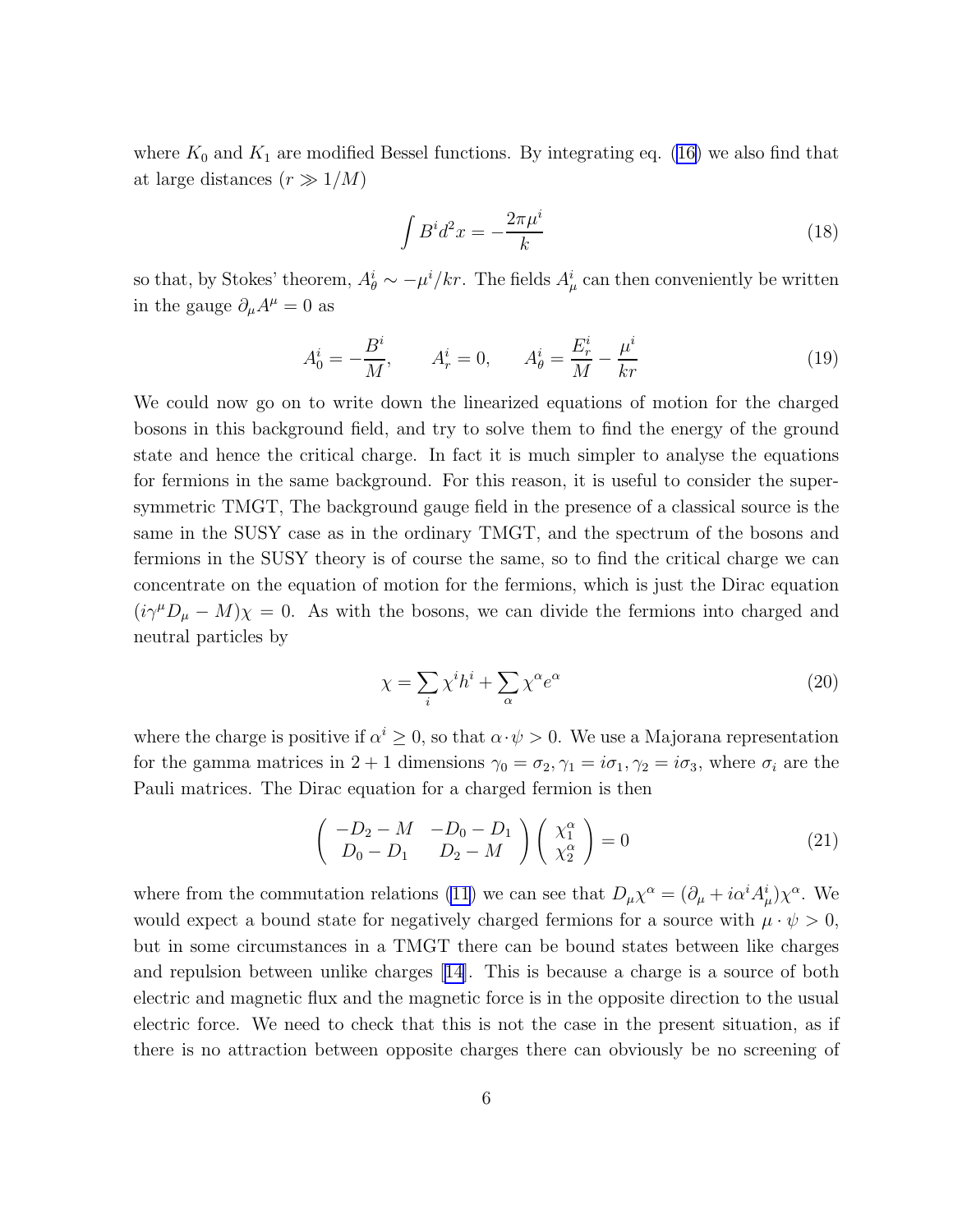where $K_0$ and $K_1$ are modified Bessel functions. By integrating eq. (16) we also find that at large distances ($r \gg 1/M$)

$$\int B^i d^2x = -\frac{2\pi\mu^i}{k} \tag{18}$$

so that, by Stokes' theorem, $A_\theta^i \sim -\mu^i/kr$. The fields $A_\mu^i$ can then conveniently be written in the gauge $\partial_\mu A^\mu = 0$ as

$$A_0^i = -\frac{B^i}{M}, \qquad A_r^i = 0, \qquad A_\theta^i = \frac{E_r^i}{M} - \frac{\mu^i}{kr} \tag{19}$$

We could now go on to write down the linearized equations of motion for the charged bosons in this background field, and try to solve them to find the energy of the ground state and hence the critical charge. In fact it is much simpler to analyse the equations for fermions in the same background. For this reason, it is useful to consider the supersymmetric TMGT, The background gauge field in the presence of a classical source is the same in the SUSY case as in the ordinary TMGT, and the spectrum of the bosons and fermions in the SUSY theory is of course the same, so to find the critical charge we can concentrate on the equation of motion for the fermions, which is just the Dirac equation $(i\gamma^\mu D_\mu - M)\chi = 0$. As with the bosons, we can divide the fermions into charged and neutral particles by

$$\chi = \sum_i \chi^i h^i + \sum_\alpha \chi^\alpha e^\alpha \tag{20}$$

where the charge is positive if $\alpha^i \geq 0$, so that $\alpha \cdot \psi > 0$. We use a Majorana representation for the gamma matrices in $2+1$ dimensions $\gamma_0 = \sigma_2, \gamma_1 = i\sigma_1, \gamma_2 = i\sigma_3$, where $\sigma_i$ are the Pauli matrices. The Dirac equation for a charged fermion is then

$$\begin{pmatrix} -D_2 - M & -D_0 - D_1 \\ D_0 - D_1 & D_2 - M \end{pmatrix} \begin{pmatrix} \chi_1^\alpha \\ \chi_2^\alpha \end{pmatrix} = 0 \tag{21}$$

where from the commutation relations (11) we can see that $D_\mu \chi^\alpha = (\partial_\mu + i\alpha^i A_\mu^i)\chi^\alpha$. We would expect a bound state for negatively charged fermions for a source with $\mu \cdot \psi > 0$, but in some circumstances in a TMGT there can be bound states between like charges and repulsion between unlike charges [14]. This is because a charge is a source of both electric and magnetic flux and the magnetic force is in the opposite direction to the usual electric force. We need to check that this is not the case in the present situation, as if there is no attraction between opposite charges there can obviously be no screening of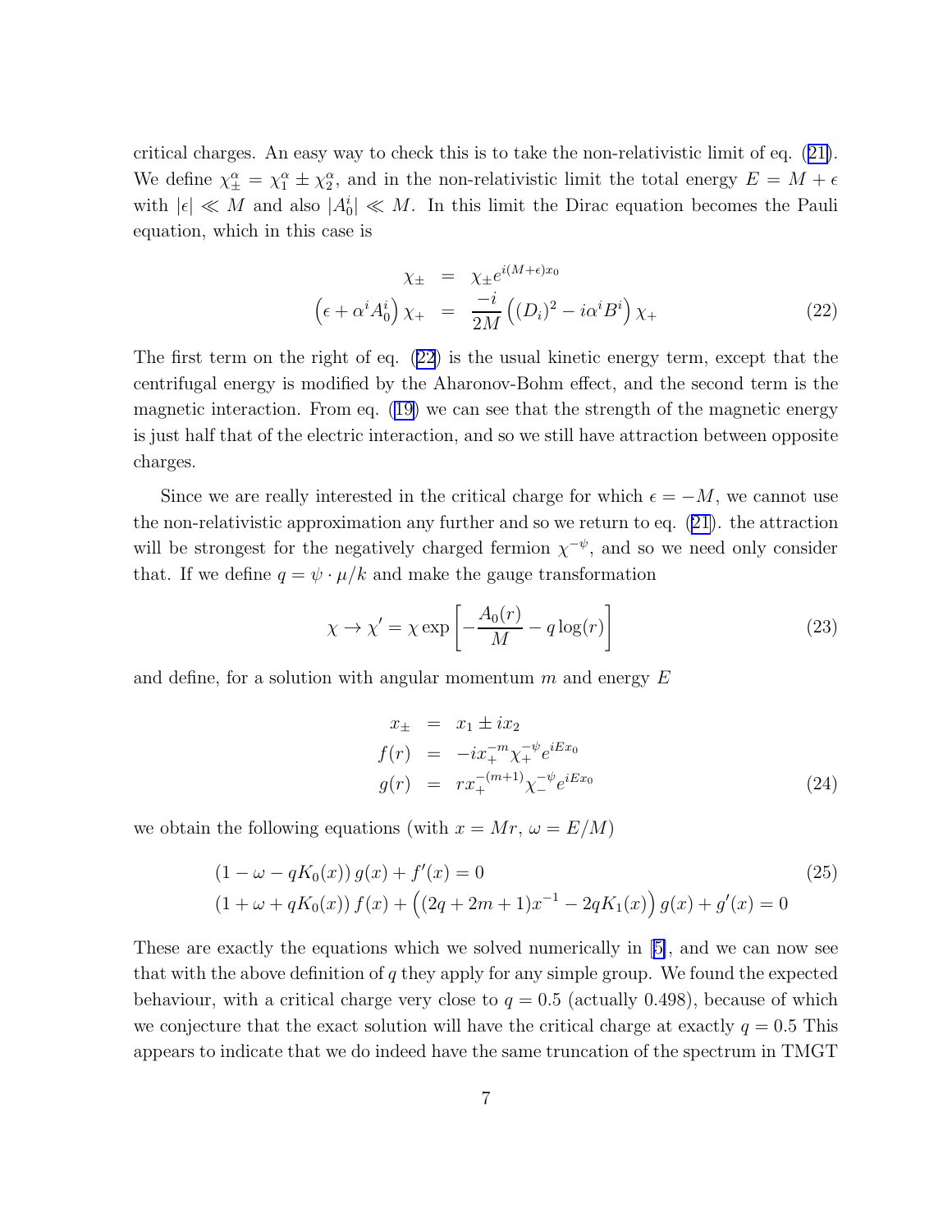critical charges. An easy way to check this is to take the non-relativistic limit of eq. (21). We define $\chi_{\pm}^{\alpha} = \chi_1^{\alpha} \pm \chi_2^{\alpha}$, and in the non-relativistic limit the total energy $E = M + \epsilon$ with $|\epsilon| \ll M$ and also $|A_0^i| \ll M$. In this limit the Dirac equation becomes the Pauli equation, which in this case is

$$
\begin{aligned}
\chi_{\pm} &= \chi_{\pm} e^{i(M+\epsilon)x_0} \\
\left(\epsilon + \alpha^i A_0^i\right)\chi_+ &= \frac{-i}{2M}\left((D_i)^2 - i\alpha^i B^i\right)\chi_+
\end{aligned}
\tag{22}
$$

The first term on the right of eq. (22) is the usual kinetic energy term, except that the centrifugal energy is modified by the Aharonov-Bohm effect, and the second term is the magnetic interaction. From eq. (19) we can see that the strength of the magnetic energy is just half that of the electric interaction, and so we still have attraction between opposite charges.

Since we are really interested in the critical charge for which $\epsilon = -M$, we cannot use the non-relativistic approximation any further and so we return to eq. (21). the attraction will be strongest for the negatively charged fermion $\chi^{-\psi}$, and so we need only consider that. If we define $q = \psi \cdot \mu/k$ and make the gauge transformation

$$
\chi \to \chi' = \chi \exp\left[-\frac{A_0(r)}{M} - q\log(r)\right] \tag{23}
$$

and define, for a solution with angular momentum $m$ and energy $E$

$$
\begin{aligned}
x_{\pm} &= x_1 \pm i x_2 \\
f(r) &= -i x_+^{-m} \chi_+^{-\psi} e^{iEx_0} \\
g(r) &= r x_+^{-(m+1)} \chi_-^{-\psi} e^{iEx_0}
\end{aligned}
\tag{24}
$$

we obtain the following equations (with $x = Mr$, $\omega = E/M$)

$$
\begin{aligned}
&(1 - \omega - qK_0(x))\, g(x) + f'(x) = 0 \\
&(1 + \omega + qK_0(x))\, f(x) + \left((2q + 2m + 1)x^{-1} - 2qK_1(x)\right) g(x) + g'(x) = 0
\end{aligned}
\tag{25}
$$

These are exactly the equations which we solved numerically in [5], and we can now see that with the above definition of $q$ they apply for any simple group. We found the expected behaviour, with a critical charge very close to $q = 0.5$ (actually 0.498), because of which we conjecture that the exact solution will have the critical charge at exactly $q = 0.5$ This appears to indicate that we do indeed have the same truncation of the spectrum in TMGT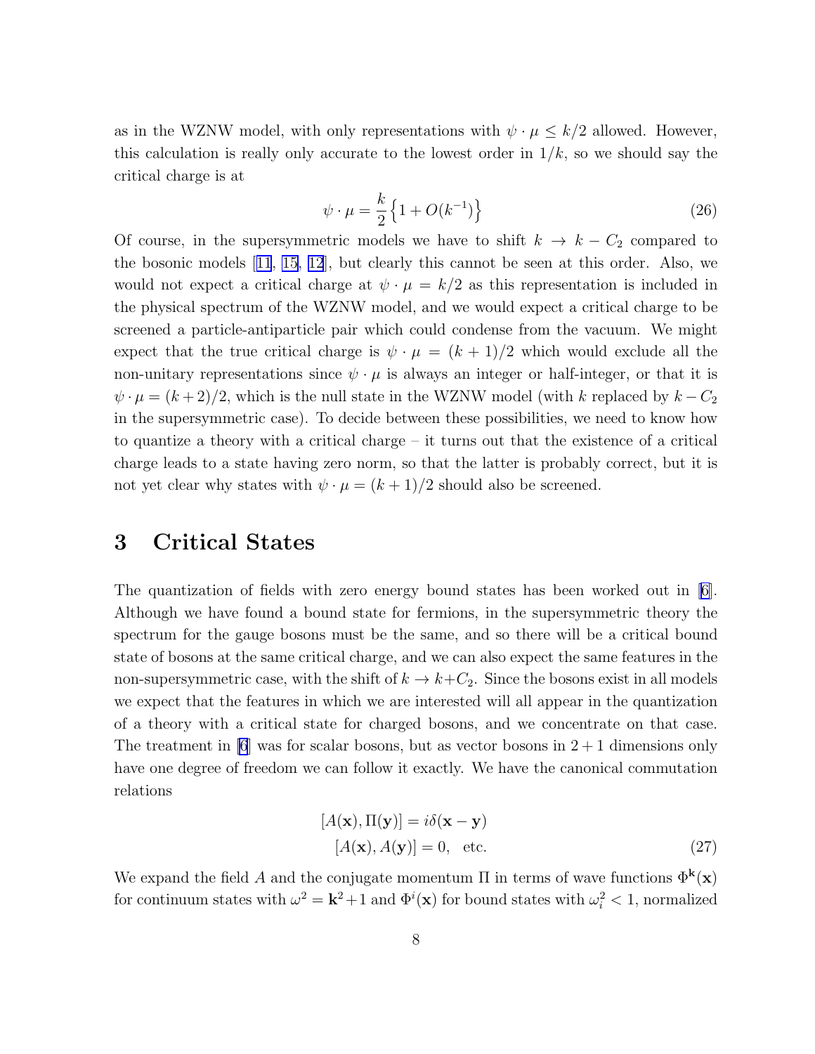as in the WZNW model, with only representations with $\psi \cdot \mu \leq k/2$ allowed. However, this calculation is really only accurate to the lowest order in $1/k$, so we should say the critical charge is at

$$\psi \cdot \mu = \frac{k}{2}\Big\{1 + O(k^{-1})\Big\} \tag{26}$$

Of course, in the supersymmetric models we have to shift $k \to k - C_2$ compared to the bosonic models [11, 15, 12], but clearly this cannot be seen at this order. Also, we would not expect a critical charge at $\psi \cdot \mu = k/2$ as this representation is included in the physical spectrum of the WZNW model, and we would expect a critical charge to be screened a particle-antiparticle pair which could condense from the vacuum. We might expect that the true critical charge is $\psi \cdot \mu = (k+1)/2$ which would exclude all the non-unitary representations since $\psi \cdot \mu$ is always an integer or half-integer, or that it is $\psi \cdot \mu = (k+2)/2$, which is the null state in the WZNW model (with $k$ replaced by $k - C_2$ in the supersymmetric case). To decide between these possibilities, we need to know how to quantize a theory with a critical charge – it turns out that the existence of a critical charge leads to a state having zero norm, so that the latter is probably correct, but it is not yet clear why states with $\psi \cdot \mu = (k+1)/2$ should also be screened.

# 3 Critical States

The quantization of fields with zero energy bound states has been worked out in [6]. Although we have found a bound state for fermions, in the supersymmetric theory the spectrum for the gauge bosons must be the same, and so there will be a critical bound state of bosons at the same critical charge, and we can also expect the same features in the non-supersymmetric case, with the shift of $k \to k + C_2$. Since the bosons exist in all models we expect that the features in which we are interested will all appear in the quantization of a theory with a critical state for charged bosons, and we concentrate on that case. The treatment in [6] was for scalar bosons, but as vector bosons in $2+1$ dimensions only have one degree of freedom we can follow it exactly. We have the canonical commutation relations

$$\begin{aligned}
[A(\mathbf{x}), \Pi(\mathbf{y})] &= i\delta(\mathbf{x} - \mathbf{y}) \\
[A(\mathbf{x}), A(\mathbf{y})] &= 0, \quad \text{etc.}
\end{aligned} \tag{27}$$

We expand the field $A$ and the conjugate momentum $\Pi$ in terms of wave functions $\Phi^{\mathbf{k}}(\mathbf{x})$ for continuum states with $\omega^2 = \mathbf{k}^2 + 1$ and $\Phi^i(\mathbf{x})$ for bound states with $\omega_i^2 < 1$, normalized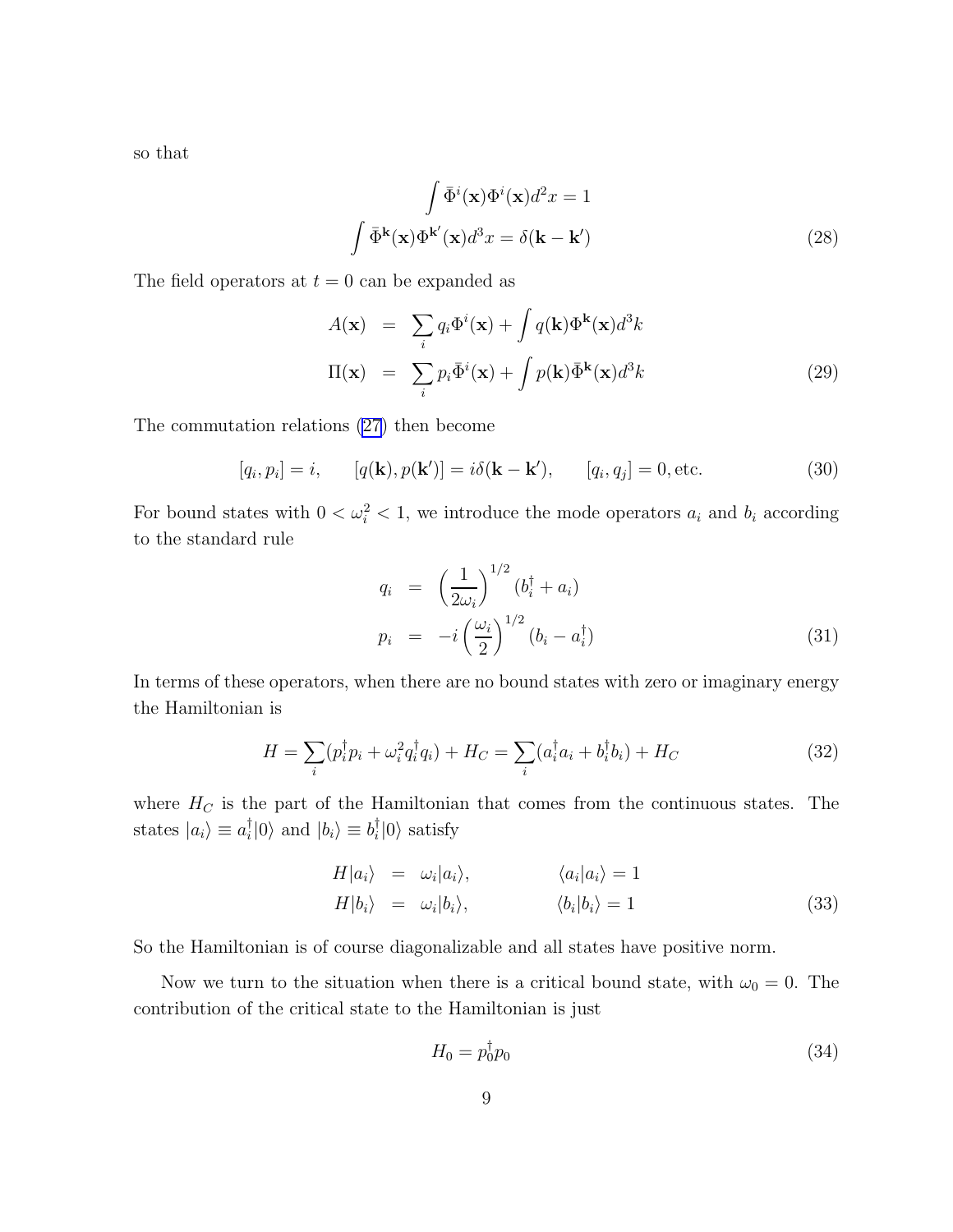so that

$$
\begin{aligned}
\int \bar{\Phi}^i(\mathbf{x})\Phi^i(\mathbf{x})d^2x = 1 \\
\int \bar{\Phi}^{\mathbf{k}}(\mathbf{x})\Phi^{\mathbf{k}'}(\mathbf{x})d^3x = \delta(\mathbf{k}-\mathbf{k}')
\end{aligned} \tag{28}
$$

The field operators at $t = 0$ can be expanded as

$$
\begin{aligned}
A(\mathbf{x}) &= \sum_i q_i \Phi^i(\mathbf{x}) + \int q(\mathbf{k})\Phi^{\mathbf{k}}(\mathbf{x})d^3k \\
\Pi(\mathbf{x}) &= \sum_i p_i \bar{\Phi}^i(\mathbf{x}) + \int p(\mathbf{k})\bar{\Phi}^{\mathbf{k}}(\mathbf{x})d^3k
\end{aligned} \tag{29}
$$

The commutation relations (27) then become

$$
[q_i, p_i] = i, \qquad [q(\mathbf{k}), p(\mathbf{k}')] = i\delta(\mathbf{k}-\mathbf{k}'), \qquad [q_i, q_j] = 0, \text{etc.} \tag{30}
$$

For bound states with $0 < \omega_i^2 < 1$, we introduce the mode operators $a_i$ and $b_i$ according to the standard rule

$$
\begin{aligned}
q_i &= \left(\frac{1}{2\omega_i}\right)^{1/2}(b_i^\dagger + a_i) \\
p_i &= -i\left(\frac{\omega_i}{2}\right)^{1/2}(b_i - a_i^\dagger)
\end{aligned} \tag{31}
$$

In terms of these operators, when there are no bound states with zero or imaginary energy the Hamiltonian is

$$
H = \sum_i (p_i^\dagger p_i + \omega_i^2 q_i^\dagger q_i) + H_C = \sum_i (a_i^\dagger a_i + b_i^\dagger b_i) + H_C \tag{32}
$$

where $H_C$ is the part of the Hamiltonian that comes from the continuous states. The states $|a_i\rangle \equiv a_i^\dagger|0\rangle$ and $|b_i\rangle \equiv b_i^\dagger|0\rangle$ satisfy

$$
\begin{aligned}
H|a_i\rangle &= \omega_i|a_i\rangle, \qquad & \langle a_i|a_i\rangle = 1 \\
H|b_i\rangle &= \omega_i|b_i\rangle, \qquad & \langle b_i|b_i\rangle = 1
\end{aligned} \tag{33}
$$

So the Hamiltonian is of course diagonalizable and all states have positive norm.

Now we turn to the situation when there is a critical bound state, with $\omega_0 = 0$. The contribution of the critical state to the Hamiltonian is just

$$
H_0 = p_0^\dagger p_0 \tag{34}
$$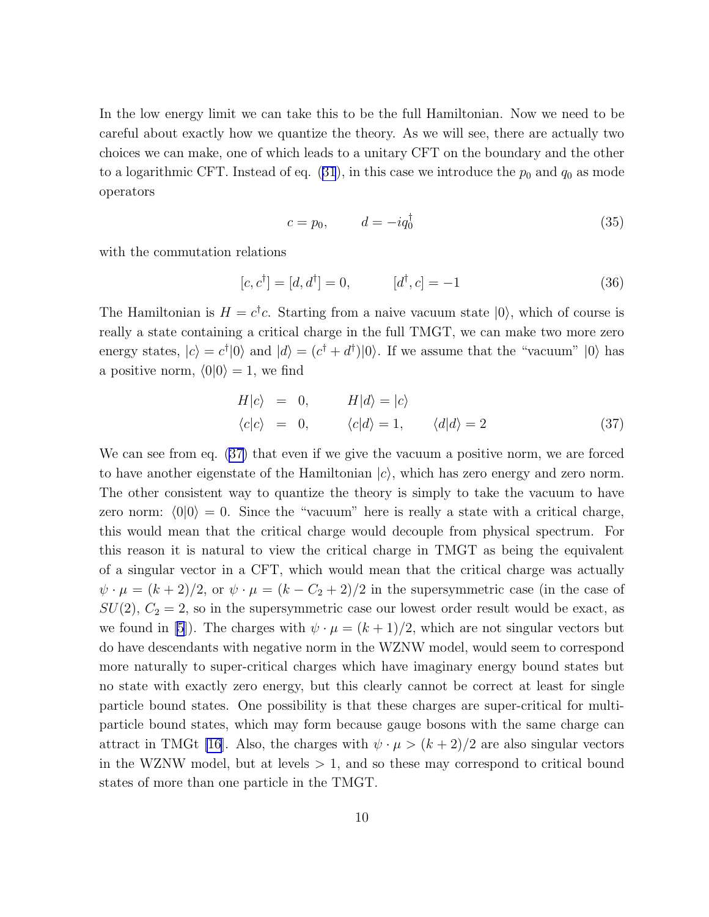In the low energy limit we can take this to be the full Hamiltonian. Now we need to be careful about exactly how we quantize the theory. As we will see, there are actually two choices we can make, one of which leads to a unitary CFT on the boundary and the other to a logarithmic CFT. Instead of eq. (31), in this case we introduce the $p_0$ and $q_0$ as mode operators

$$c = p_0, \qquad d = -iq_0^\dagger \tag{35}$$

with the commutation relations

$$[c, c^\dagger] = [d, d^\dagger] = 0, \qquad [d^\dagger, c] = -1 \tag{36}$$

The Hamiltonian is $H = c^\dagger c$. Starting from a naive vacuum state $|0\rangle$, which of course is really a state containing a critical charge in the full TMGT, we can make two more zero energy states, $|c\rangle = c^\dagger|0\rangle$ and $|d\rangle = (c^\dagger + d^\dagger)|0\rangle$. If we assume that the "vacuum" $|0\rangle$ has a positive norm, $\langle 0|0\rangle = 1$, we find

$$\begin{aligned} H|c\rangle &= 0, \qquad H|d\rangle = |c\rangle \\ \langle c|c\rangle &= 0, \qquad \langle c|d\rangle = 1, \qquad \langle d|d\rangle = 2 \end{aligned} \tag{37}$$

We can see from eq. (37) that even if we give the vacuum a positive norm, we are forced to have another eigenstate of the Hamiltonian $|c\rangle$, which has zero energy and zero norm. The other consistent way to quantize the theory is simply to take the vacuum to have zero norm: $\langle 0|0\rangle = 0$. Since the "vacuum" here is really a state with a critical charge, this would mean that the critical charge would decouple from physical spectrum. For this reason it is natural to view the critical charge in TMGT as being the equivalent of a singular vector in a CFT, which would mean that the critical charge was actually $\psi \cdot \mu = (k+2)/2$, or $\psi \cdot \mu = (k - C_2 + 2)/2$ in the supersymmetric case (in the case of $SU(2)$, $C_2 = 2$, so in the supersymmetric case our lowest order result would be exact, as we found in [5]). The charges with $\psi \cdot \mu = (k+1)/2$, which are not singular vectors but do have descendants with negative norm in the WZNW model, would seem to correspond more naturally to super-critical charges which have imaginary energy bound states but no state with exactly zero energy, but this clearly cannot be correct at least for single particle bound states. One possibility is that these charges are super-critical for multi-particle bound states, which may form because gauge bosons with the same charge can attract in TMGt [16]. Also, the charges with $\psi \cdot \mu > (k+2)/2$ are also singular vectors in the WZNW model, but at levels $> 1$, and so these may correspond to critical bound states of more than one particle in the TMGT.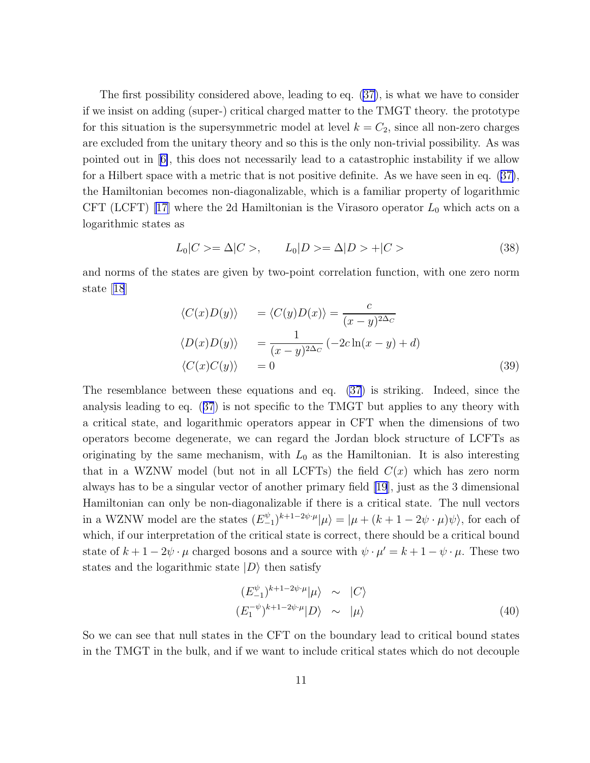The first possibility considered above, leading to eq. (37), is what we have to consider if we insist on adding (super-) critical charged matter to the TMGT theory. the prototype for this situation is the supersymmetric model at level $k = C_2$, since all non-zero charges are excluded from the unitary theory and so this is the only non-trivial possibility. As was pointed out in [6], this does not necessarily lead to a catastrophic instability if we allow for a Hilbert space with a metric that is not positive definite. As we have seen in eq. (37), the Hamiltonian becomes non-diagonalizable, which is a familiar property of logarithmic CFT (LCFT) [17] where the 2d Hamiltonian is the Virasoro operator $L_0$ which acts on a logarithmic states as

$$L_0|C>= \Delta|C>, \qquad L_0|D>= \Delta|D> + |C> \tag{38}$$

and norms of the states are given by two-point correlation function, with one zero norm state [18]

$$\begin{aligned}
\langle C(x)D(y)\rangle \quad &= \langle C(y)D(x)\rangle = \frac{c}{(x-y)^{2\Delta_C}} \\
\langle D(x)D(y)\rangle \quad &= \frac{1}{(x-y)^{2\Delta_C}}\left(-2c\ln(x-y)+d\right) \\
\langle C(x)C(y)\rangle \quad &= 0
\end{aligned} \tag{39}$$

The resemblance between these equations and eq. (37) is striking. Indeed, since the analysis leading to eq. (37) is not specific to the TMGT but applies to any theory with a critical state, and logarithmic operators appear in CFT when the dimensions of two operators become degenerate, we can regard the Jordan block structure of LCFTs as originating by the same mechanism, with $L_0$ as the Hamiltonian. It is also interesting that in a WZNW model (but not in all LCFTs) the field $C(x)$ which has zero norm always has to be a singular vector of another primary field [19], just as the 3 dimensional Hamiltonian can only be non-diagonalizable if there is a critical state. The null vectors in a WZNW model are the states $(E^{\psi}_{-1})^{k+1-2\psi\cdot\mu}|\mu\rangle = |\mu + (k+1-2\psi\cdot\mu)\psi\rangle$, for each of which, if our interpretation of the critical state is correct, there should be a critical bound state of $k+1-2\psi\cdot\mu$ charged bosons and a source with $\psi\cdot\mu' = k+1-\psi\cdot\mu$. These two states and the logarithmic state $|D\rangle$ then satisfy

$$\begin{aligned}
(E^{\psi}_{-1})^{k+1-2\psi\cdot\mu}|\mu\rangle &\sim |C\rangle \\
(E^{-\psi}_{1})^{k+1-2\psi\cdot\mu}|D\rangle &\sim |\mu\rangle
\end{aligned} \tag{40}$$

So we can see that null states in the CFT on the boundary lead to critical bound states in the TMGT in the bulk, and if we want to include critical states which do not decouple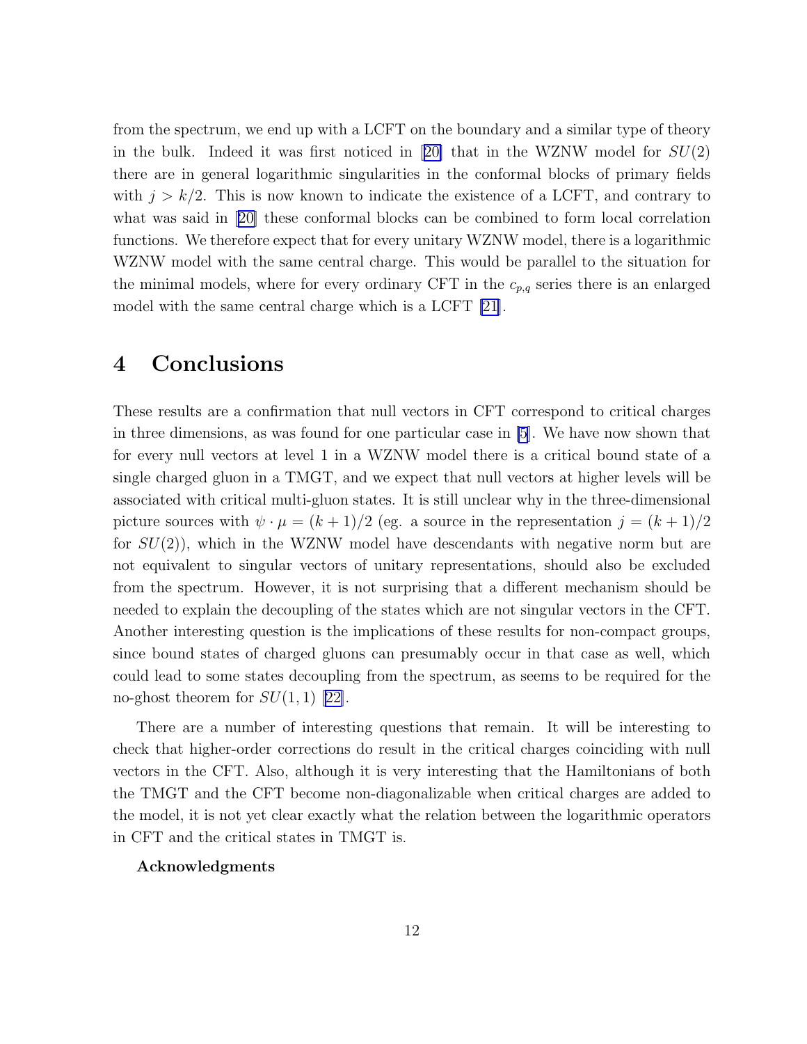from the spectrum, we end up with a LCFT on the boundary and a similar type of theory in the bulk. Indeed it was first noticed in [20] that in the WZNW model for $SU(2)$ there are in general logarithmic singularities in the conformal blocks of primary fields with $j > k/2$. This is now known to indicate the existence of a LCFT, and contrary to what was said in [20] these conformal blocks can be combined to form local correlation functions. We therefore expect that for every unitary WZNW model, there is a logarithmic WZNW model with the same central charge. This would be parallel to the situation for the minimal models, where for every ordinary CFT in the $c_{p,q}$ series there is an enlarged model with the same central charge which is a LCFT [21].

# 4 Conclusions

These results are a confirmation that null vectors in CFT correspond to critical charges in three dimensions, as was found for one particular case in [5]. We have now shown that for every null vectors at level 1 in a WZNW model there is a critical bound state of a single charged gluon in a TMGT, and we expect that null vectors at higher levels will be associated with critical multi-gluon states. It is still unclear why in the three-dimensional picture sources with $\psi \cdot \mu = (k+1)/2$ (eg. a source in the representation $j = (k+1)/2$ for $SU(2)$), which in the WZNW model have descendants with negative norm but are not equivalent to singular vectors of unitary representations, should also be excluded from the spectrum. However, it is not surprising that a different mechanism should be needed to explain the decoupling of the states which are not singular vectors in the CFT. Another interesting question is the implications of these results for non-compact groups, since bound states of charged gluons can presumably occur in that case as well, which could lead to some states decoupling from the spectrum, as seems to be required for the no-ghost theorem for $SU(1,1)$ [22].

There are a number of interesting questions that remain. It will be interesting to check that higher-order corrections do result in the critical charges coinciding with null vectors in the CFT. Also, although it is very interesting that the Hamiltonians of both the TMGT and the CFT become non-diagonalizable when critical charges are added to the model, it is not yet clear exactly what the relation between the logarithmic operators in CFT and the critical states in TMGT is.

**Acknowledgments**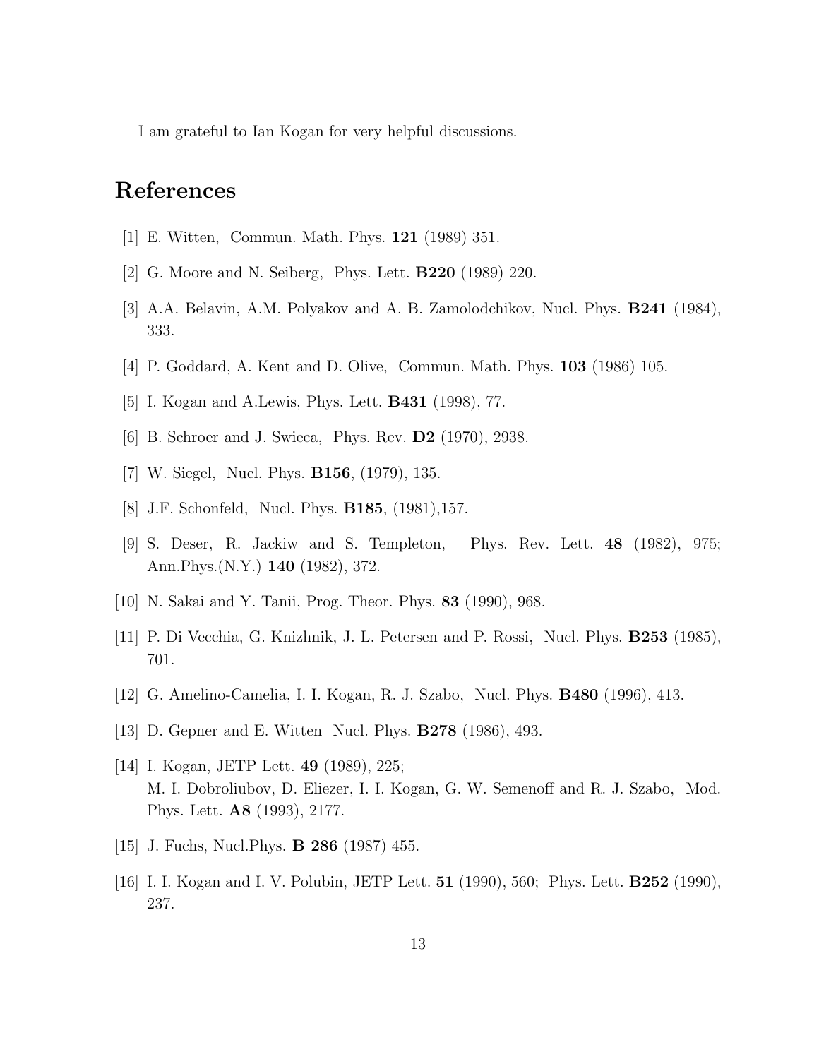I am grateful to Ian Kogan for very helpful discussions.

# References

[1] E. Witten, Commun. Math. Phys. **121** (1989) 351.

[2] G. Moore and N. Seiberg, Phys. Lett. **B220** (1989) 220.

[3] A.A. Belavin, A.M. Polyakov and A. B. Zamolodchikov, Nucl. Phys. **B241** (1984), 333.

[4] P. Goddard, A. Kent and D. Olive, Commun. Math. Phys. **103** (1986) 105.

[5] I. Kogan and A.Lewis, Phys. Lett. **B431** (1998), 77.

[6] B. Schroer and J. Swieca, Phys. Rev. **D2** (1970), 2938.

[7] W. Siegel, Nucl. Phys. **B156**, (1979), 135.

[8] J.F. Schonfeld, Nucl. Phys. **B185**, (1981),157.

[9] S. Deser, R. Jackiw and S. Templeton, Phys. Rev. Lett. **48** (1982), 975; Ann.Phys.(N.Y.) **140** (1982), 372.

[10] N. Sakai and Y. Tanii, Prog. Theor. Phys. **83** (1990), 968.

[11] P. Di Vecchia, G. Knizhnik, J. L. Petersen and P. Rossi, Nucl. Phys. **B253** (1985), 701.

[12] G. Amelino-Camelia, I. I. Kogan, R. J. Szabo, Nucl. Phys. **B480** (1996), 413.

[13] D. Gepner and E. Witten Nucl. Phys. **B278** (1986), 493.

[14] I. Kogan, JETP Lett. **49** (1989), 225;
M. I. Dobroliubov, D. Eliezer, I. I. Kogan, G. W. Semenoff and R. J. Szabo, Mod. Phys. Lett. **A8** (1993), 2177.

[15] J. Fuchs, Nucl.Phys. **B 286** (1987) 455.

[16] I. I. Kogan and I. V. Polubin, JETP Lett. **51** (1990), 560; Phys. Lett. **B252** (1990), 237.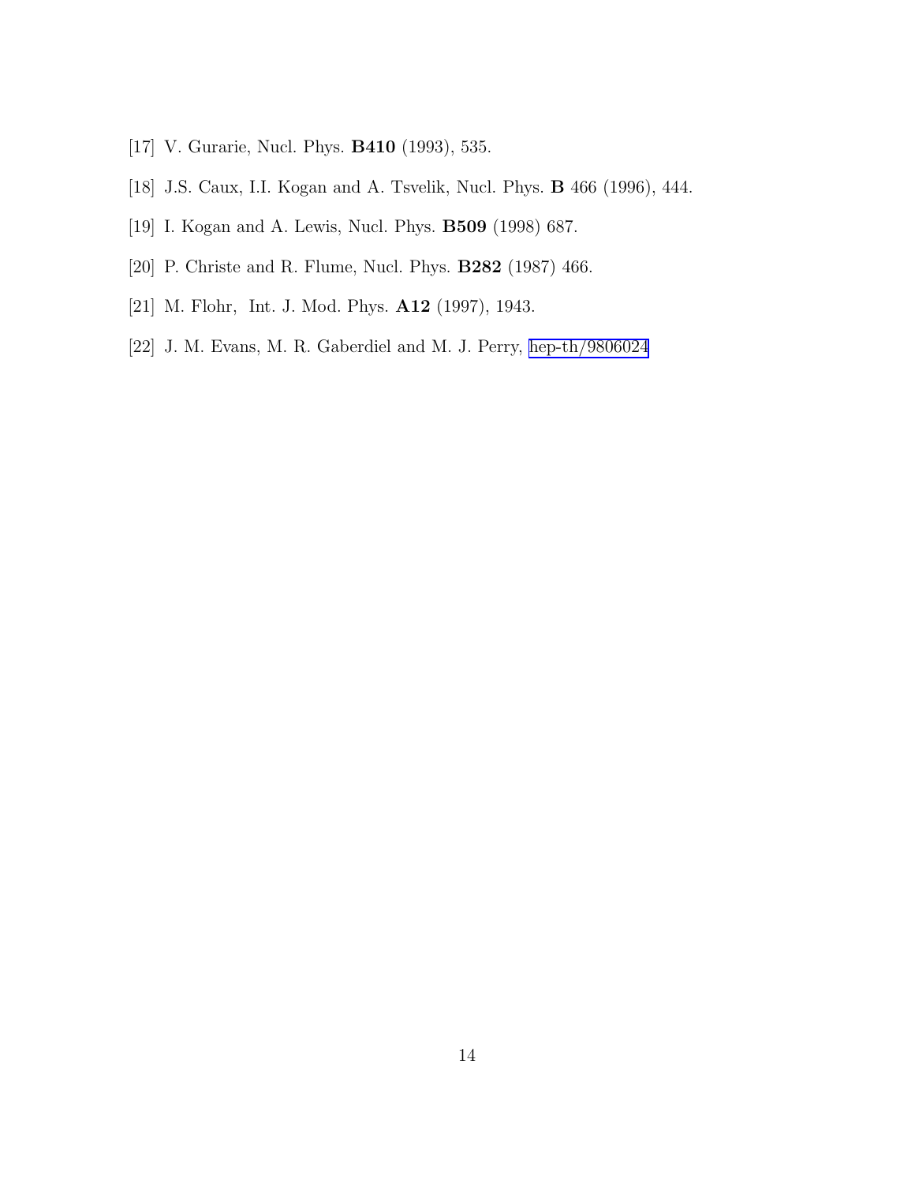[17] V. Gurarie, Nucl. Phys. **B410** (1993), 535.

[18] J.S. Caux, I.I. Kogan and A. Tsvelik, Nucl. Phys. **B** 466 (1996), 444.

[19] I. Kogan and A. Lewis, Nucl. Phys. **B509** (1998) 687.

[20] P. Christe and R. Flume, Nucl. Phys. **B282** (1987) 466.

[21] M. Flohr, Int. J. Mod. Phys. **A12** (1997), 1943.

[22] J. M. Evans, M. R. Gaberdiel and M. J. Perry, hep-th/9806024